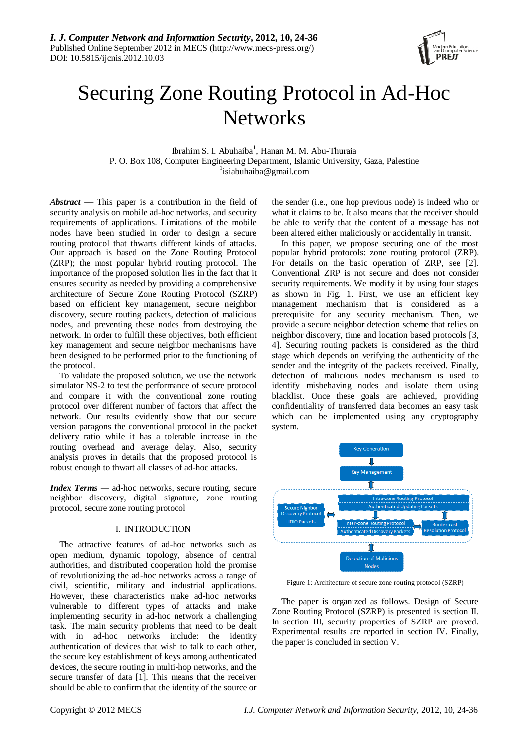# Securing Zone Routing Protocol in Ad-Hoc Networks

Ibrahim S. I. Abuhaiba[1], Hanan M. M. Abu-Thuraia
P. O. Box 108, Computer Engineering Department, Islamic University, Gaza, Palestine
[1]isiabuhaiba@gmail.com

***Abstract*** — This paper is a contribution in the field of security analysis on mobile ad-hoc networks, and security requirements of applications. Limitations of the mobile nodes have been studied in order to design a secure routing protocol that thwarts different kinds of attacks. Our approach is based on the Zone Routing Protocol (ZRP); the most popular hybrid routing protocol. The importance of the proposed solution lies in the fact that it ensures security as needed by providing a comprehensive architecture of Secure Zone Routing Protocol (SZRP) based on efficient key management, secure neighbor discovery, secure routing packets, detection of malicious nodes, and preventing these nodes from destroying the network. In order to fulfill these objectives, both efficient key management and secure neighbor mechanisms have been designed to be performed prior to the functioning of the protocol.

To validate the proposed solution, we use the network simulator NS-2 to test the performance of secure protocol and compare it with the conventional zone routing protocol over different number of factors that affect the network. Our results evidently show that our secure version paragons the conventional protocol in the packet delivery ratio while it has a tolerable increase in the routing overhead and average delay. Also, security analysis proves in details that the proposed protocol is robust enough to thwart all classes of ad-hoc attacks.

***Index Terms*** — ad-hoc networks, secure routing, secure neighbor discovery, digital signature, zone routing protocol, secure zone routing protocol

## I. INTRODUCTION

The attractive features of ad-hoc networks such as open medium, dynamic topology, absence of central authorities, and distributed cooperation hold the promise of revolutionizing the ad-hoc networks across a range of civil, scientific, military and industrial applications. However, these characteristics make ad-hoc networks vulnerable to different types of attacks and make implementing security in ad-hoc network a challenging task. The main security problems that need to be dealt with in ad-hoc networks include: the identity authentication of devices that wish to talk to each other, the secure key establishment of keys among authenticated devices, the secure routing in multi-hop networks, and the secure transfer of data [1]. This means that the receiver should be able to confirm that the identity of the source or the sender (i.e., one hop previous node) is indeed who or what it claims to be. It also means that the receiver should be able to verify that the content of a message has not been altered either maliciously or accidentally in transit.

In this paper, we propose securing one of the most popular hybrid protocols: zone routing protocol (ZRP). For details on the basic operation of ZRP, see [2]. Conventional ZRP is not secure and does not consider security requirements. We modify it by using four stages as shown in Fig. 1. First, we use an efficient key management mechanism that is considered as a prerequisite for any security mechanism. Then, we provide a secure neighbor detection scheme that relies on neighbor discovery, time and location based protocols [3, 4]. Securing routing packets is considered as the third stage which depends on verifying the authenticity of the sender and the integrity of the packets received. Finally, detection of malicious nodes mechanism is used to identify misbehaving nodes and isolate them using blacklist. Once these goals are achieved, providing confidentiality of transferred data becomes an easy task which can be implemented using any cryptography system.

Figure 1: Architecture of secure zone routing protocol (SZRP)

The paper is organized as follows. Design of Secure Zone Routing Protocol (SZRP) is presented is section II. In section III, security properties of SZRP are proved. Experimental results are reported in section IV. Finally, the paper is concluded in section V.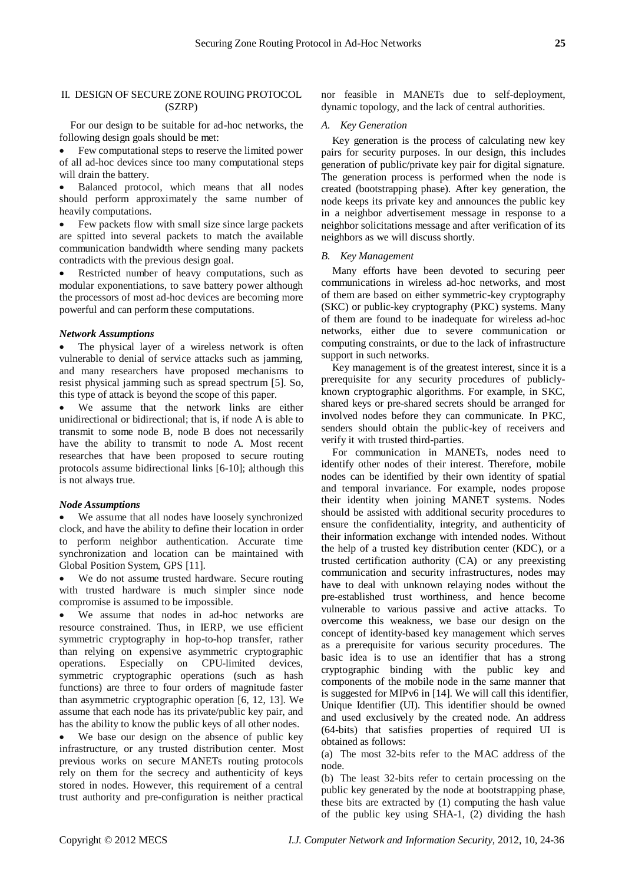## II. DESIGN OF SECURE ZONE ROUING PROTOCOL (SZRP)

For our design to be suitable for ad-hoc networks, the following design goals should be met:

- Few computational steps to reserve the limited power of all ad-hoc devices since too many computational steps will drain the battery.
- Balanced protocol, which means that all nodes should perform approximately the same number of heavily computations.
- Few packets flow with small size since large packets are spitted into several packets to match the available communication bandwidth where sending many packets contradicts with the previous design goal.
- Restricted number of heavy computations, such as modular exponentiations, to save battery power although the processors of most ad-hoc devices are becoming more powerful and can perform these computations.

***Network Assumptions***

- The physical layer of a wireless network is often vulnerable to denial of service attacks such as jamming, and many researchers have proposed mechanisms to resist physical jamming such as spread spectrum [5]. So, this type of attack is beyond the scope of this paper.
- We assume that the network links are either unidirectional or bidirectional; that is, if node A is able to transmit to some node B, node B does not necessarily have the ability to transmit to node A. Most recent researches that have been proposed to secure routing protocols assume bidirectional links [6-10]; although this is not always true.

***Node Assumptions***

- We assume that all nodes have loosely synchronized clock, and have the ability to define their location in order to perform neighbor authentication. Accurate time synchronization and location can be maintained with Global Position System, GPS [11].
- We do not assume trusted hardware. Secure routing with trusted hardware is much simpler since node compromise is assumed to be impossible.
- We assume that nodes in ad-hoc networks are resource constrained. Thus, in IERP, we use efficient symmetric cryptography in hop-to-hop transfer, rather than relying on expensive asymmetric cryptographic operations. Especially on CPU-limited devices, symmetric cryptographic operations (such as hash functions) are three to four orders of magnitude faster than asymmetric cryptographic operation [6, 12, 13]. We assume that each node has its private/public key pair, and has the ability to know the public keys of all other nodes.
- We base our design on the absence of public key infrastructure, or any trusted distribution center. Most previous works on secure MANETs routing protocols rely on them for the secrecy and authenticity of keys stored in nodes. However, this requirement of a central trust authority and pre-configuration is neither practical nor feasible in MANETs due to self-deployment, dynamic topology, and the lack of central authorities.

### *A. Key Generation*

Key generation is the process of calculating new key pairs for security purposes. In our design, this includes generation of public/private key pair for digital signature. The generation process is performed when the node is created (bootstrapping phase). After key generation, the node keeps its private key and announces the public key in a neighbor advertisement message in response to a neighbor solicitations message and after verification of its neighbors as we will discuss shortly.

### *B. Key Management*

Many efforts have been devoted to securing peer communications in wireless ad-hoc networks, and most of them are based on either symmetric-key cryptography (SKC) or public-key cryptography (PKC) systems. Many of them are found to be inadequate for wireless ad-hoc networks, either due to severe communication or computing constraints, or due to the lack of infrastructure support in such networks.

Key management is of the greatest interest, since it is a prerequisite for any security procedures of publicly-known cryptographic algorithms. For example, in SKC, shared keys or pre-shared secrets should be arranged for involved nodes before they can communicate. In PKC, senders should obtain the public-key of receivers and verify it with trusted third-parties.

For communication in MANETs, nodes need to identify other nodes of their interest. Therefore, mobile nodes can be identified by their own identity of spatial and temporal invariance. For example, nodes propose their identity when joining MANET systems. Nodes should be assisted with additional security procedures to ensure the confidentiality, integrity, and authenticity of their information exchange with intended nodes. Without the help of a trusted key distribution center (KDC), or a trusted certification authority (CA) or any preexisting communication and security infrastructures, nodes may have to deal with unknown relaying nodes without the pre-established trust worthiness, and hence become vulnerable to various passive and active attacks. To overcome this weakness, we base our design on the concept of identity-based key management which serves as a prerequisite for various security procedures. The basic idea is to use an identifier that has a strong cryptographic binding with the public key and components of the mobile node in the same manner that is suggested for MIPv6 in [14]. We will call this identifier, Unique Identifier (UI). This identifier should be owned and used exclusively by the created node. An address (64-bits) that satisfies properties of required UI is obtained as follows:

(a) The most 32-bits refer to the MAC address of the node.

(b) The least 32-bits refer to certain processing on the public key generated by the node at bootstrapping phase, these bits are extracted by (1) computing the hash value of the public key using SHA-1, (2) dividing the hash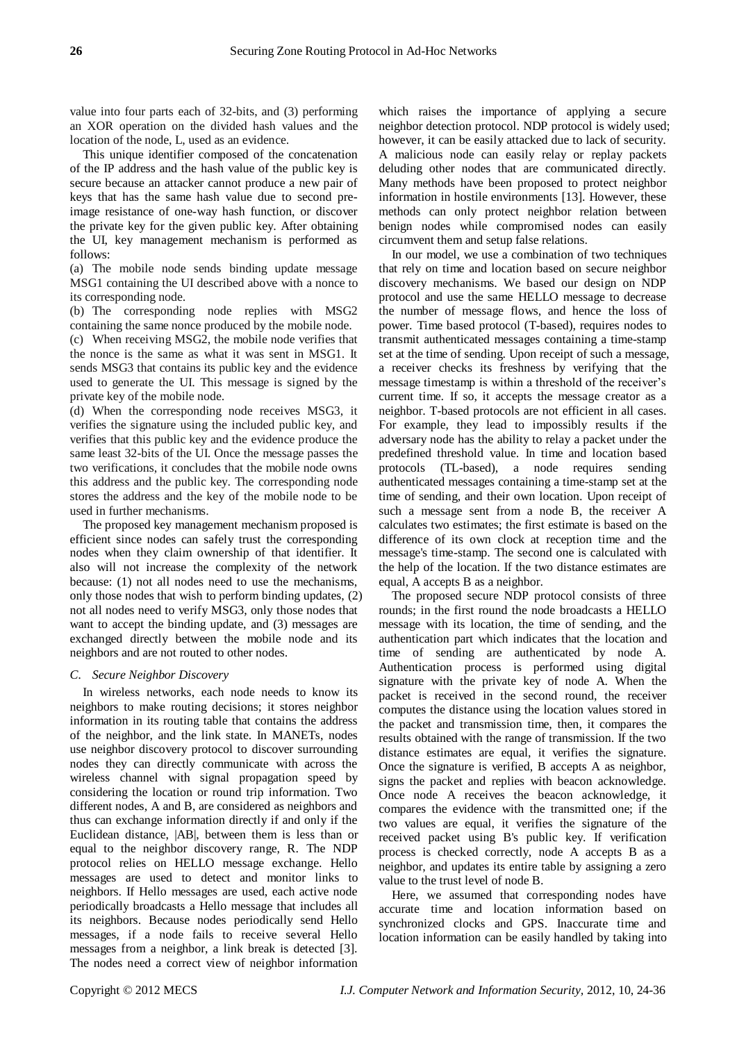value into four parts each of 32-bits, and (3) performing an XOR operation on the divided hash values and the location of the node, L, used as an evidence.

This unique identifier composed of the concatenation of the IP address and the hash value of the public key is secure because an attacker cannot produce a new pair of keys that has the same hash value due to second pre-image resistance of one-way hash function, or discover the private key for the given public key. After obtaining the UI, key management mechanism is performed as follows:

(a) The mobile node sends binding update message MSG1 containing the UI described above with a nonce to its corresponding node.

(b) The corresponding node replies with MSG2 containing the same nonce produced by the mobile node.

(c) When receiving MSG2, the mobile node verifies that the nonce is the same as what it was sent in MSG1. It sends MSG3 that contains its public key and the evidence used to generate the UI. This message is signed by the private key of the mobile node.

(d) When the corresponding node receives MSG3, it verifies the signature using the included public key, and verifies that this public key and the evidence produce the same least 32-bits of the UI. Once the message passes the two verifications, it concludes that the mobile node owns this address and the public key. The corresponding node stores the address and the key of the mobile node to be used in further mechanisms.

The proposed key management mechanism proposed is efficient since nodes can safely trust the corresponding nodes when they claim ownership of that identifier. It also will not increase the complexity of the network because: (1) not all nodes need to use the mechanisms, only those nodes that wish to perform binding updates, (2) not all nodes need to verify MSG3, only those nodes that want to accept the binding update, and (3) messages are exchanged directly between the mobile node and its neighbors and are not routed to other nodes.

### *C. Secure Neighbor Discovery*

In wireless networks, each node needs to know its neighbors to make routing decisions; it stores neighbor information in its routing table that contains the address of the neighbor, and the link state. In MANETs, nodes use neighbor discovery protocol to discover surrounding nodes they can directly communicate with across the wireless channel with signal propagation speed by considering the location or round trip information. Two different nodes, A and B, are considered as neighbors and thus can exchange information directly if and only if the Euclidean distance, |AB|, between them is less than or equal to the neighbor discovery range, R. The NDP protocol relies on HELLO message exchange. Hello messages are used to detect and monitor links to neighbors. If Hello messages are used, each active node periodically broadcasts a Hello message that includes all its neighbors. Because nodes periodically send Hello messages, if a node fails to receive several Hello messages from a neighbor, a link break is detected [3]. The nodes need a correct view of neighbor information which raises the importance of applying a secure neighbor detection protocol. NDP protocol is widely used; however, it can be easily attacked due to lack of security. A malicious node can easily relay or replay packets deluding other nodes that are communicated directly. Many methods have been proposed to protect neighbor information in hostile environments [13]. However, these methods can only protect neighbor relation between benign nodes while compromised nodes can easily circumvent them and setup false relations.

In our model, we use a combination of two techniques that rely on time and location based on secure neighbor discovery mechanisms. We based our design on NDP protocol and use the same HELLO message to decrease the number of message flows, and hence the loss of power. Time based protocol (T-based), requires nodes to transmit authenticated messages containing a time-stamp set at the time of sending. Upon receipt of such a message, a receiver checks its freshness by verifying that the message timestamp is within a threshold of the receiver's current time. If so, it accepts the message creator as a neighbor. T-based protocols are not efficient in all cases. For example, they lead to impossibly results if the adversary node has the ability to relay a packet under the predefined threshold value. In time and location based protocols (TL-based), a node requires sending authenticated messages containing a time-stamp set at the time of sending, and their own location. Upon receipt of such a message sent from a node B, the receiver A calculates two estimates; the first estimate is based on the difference of its own clock at reception time and the message's time-stamp. The second one is calculated with the help of the location. If the two distance estimates are equal, A accepts B as a neighbor.

The proposed secure NDP protocol consists of three rounds; in the first round the node broadcasts a HELLO message with its location, the time of sending, and the authentication part which indicates that the location and time of sending are authenticated by node A. Authentication process is performed using digital signature with the private key of node A. When the packet is received in the second round, the receiver computes the distance using the location values stored in the packet and transmission time, then, it compares the results obtained with the range of transmission. If the two distance estimates are equal, it verifies the signature. Once the signature is verified, B accepts A as neighbor, signs the packet and replies with beacon acknowledge. Once node A receives the beacon acknowledge, it compares the evidence with the transmitted one; if the two values are equal, it verifies the signature of the received packet using B's public key. If verification process is checked correctly, node A accepts B as a neighbor, and updates its entire table by assigning a zero value to the trust level of node B.

Here, we assumed that corresponding nodes have accurate time and location information based on synchronized clocks and GPS. Inaccurate time and location information can be easily handled by taking into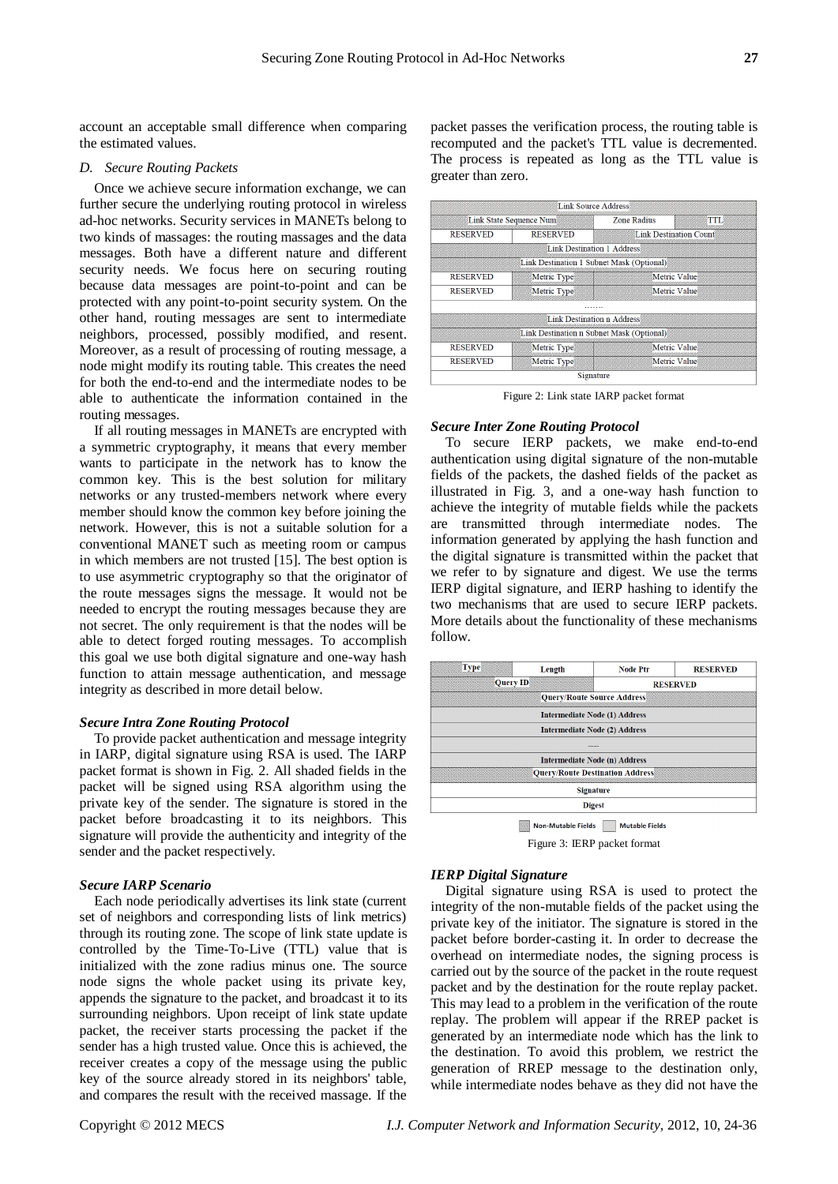account an acceptable small difference when comparing the estimated values.

### D. Secure Routing Packets

Once we achieve secure information exchange, we can further secure the underlying routing protocol in wireless ad-hoc networks. Security services in MANETs belong to two kinds of massages: the routing massages and the data messages. Both have a different nature and different security needs. We focus here on securing routing because data messages are point-to-point and can be protected with any point-to-point security system. On the other hand, routing messages are sent to intermediate neighbors, processed, possibly modified, and resent. Moreover, as a result of processing of routing message, a node might modify its routing table. This creates the need for both the end-to-end and the intermediate nodes to be able to authenticate the information contained in the routing messages.

If all routing messages in MANETs are encrypted with a symmetric cryptography, it means that every member wants to participate in the network has to know the common key. This is the best solution for military networks or any trusted-members network where every member should know the common key before joining the network. However, this is not a suitable solution for a conventional MANET such as meeting room or campus in which members are not trusted [15]. The best option is to use asymmetric cryptography so that the originator of the route messages signs the message. It would not be needed to encrypt the routing messages because they are not secret. The only requirement is that the nodes will be able to detect forged routing messages. To accomplish this goal we use both digital signature and one-way hash function to attain message authentication, and message integrity as described in more detail below.

#### Secure Intra Zone Routing Protocol

To provide packet authentication and message integrity in IARP, digital signature using RSA is used. The IARP packet format is shown in Fig. 2. All shaded fields in the packet will be signed using RSA algorithm using the private key of the sender. The signature is stored in the packet before broadcasting it to its neighbors. This signature will provide the authenticity and integrity of the sender and the packet respectively.

#### Secure IARP Scenario

Each node periodically advertises its link state (current set of neighbors and corresponding lists of link metrics) through its routing zone. The scope of link state update is controlled by the Time-To-Live (TTL) value that is initialized with the zone radius minus one. The source node signs the whole packet using its private key, appends the signature to the packet, and broadcast it to its surrounding neighbors. Upon receipt of link state update packet, the receiver starts processing the packet if the sender has a high trusted value. Once this is achieved, the receiver creates a copy of the message using the public key of the source already stored in its neighbors' table, and compares the result with the received massage. If the packet passes the verification process, the routing table is recomputed and the packet's TTL value is decremented. The process is repeated as long as the TTL value is greater than zero.

| Link Source Address | | | |
|---|---|---|---|
| Link State Sequence Num | | Zone Radius | TTL |
| RESERVED | RESERVED | Link Destination Count | |
| Link Destination 1 Address | | | |
| Link Destination 1 Subnet Mask (Optional) | | | |
| RESERVED | Metric Type | Metric Value | |
| RESERVED | Metric Type | Metric Value | |
| ....... | | | |
| Link Destination n Address | | | |
| Link Destination n Subnet Mask (Optional) | | | |
| RESERVED | Metric Type | Metric Value | |
| RESERVED | Metric Type | Metric Value | |
| Signature | | | |

Figure 2: Link state IARP packet format

#### Secure Inter Zone Routing Protocol

To secure IERP packets, we make end-to-end authentication using digital signature of the non-mutable fields of the packets, the dashed fields of the packet as illustrated in Fig. 3, and a one-way hash function to achieve the integrity of mutable fields while the packets are transmitted through intermediate nodes. The information generated by applying the hash function and the digital signature is transmitted within the packet that we refer to by signature and digest. We use the terms IERP digital signature, and IERP hashing to identify the two mechanisms that are used to secure IERP packets. More details about the functionality of these mechanisms follow.

| Type | Length | Node Ptr | RESERVED |
|---|---|---|---|
| Query ID | | RESERVED | |
| Query/Route Source Address | | | |
| Intermediate Node (1) Address | | | |
| Intermediate Node (2) Address | | | |
| ---- | | | |
| Intermediate Node (n) Address | | | |
| Query/Route Destination Address | | | |
| Signature | | | |
| Digest | | | |

Non-Mutable Fields &nbsp; Mutable Fields

Figure 3: IERP packet format

#### IERP Digital Signature

Digital signature using RSA is used to protect the integrity of the non-mutable fields of the packet using the private key of the initiator. The signature is stored in the packet before border-casting it. In order to decrease the overhead on intermediate nodes, the signing process is carried out by the source of the packet in the route request packet and by the destination for the route replay packet. This may lead to a problem in the verification of the route replay. The problem will appear if the RREP packet is generated by an intermediate node which has the link to the destination. To avoid this problem, we restrict the generation of RREP message to the destination only, while intermediate nodes behave as they did not have the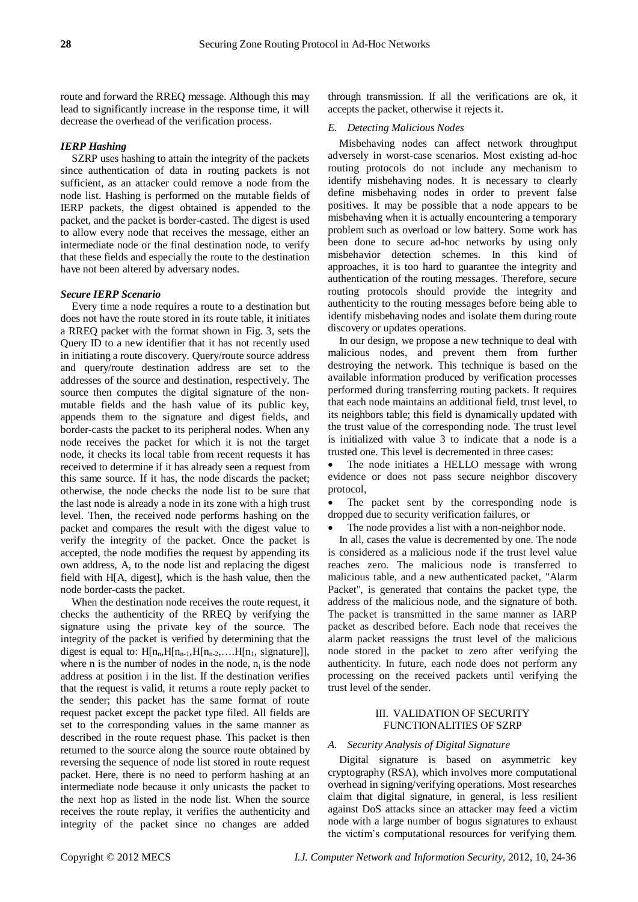route and forward the RREQ message. Although this may lead to significantly increase in the response time, it will decrease the overhead of the verification process.

***IERP Hashing***

SZRP uses hashing to attain the integrity of the packets since authentication of data in routing packets is not sufficient, as an attacker could remove a node from the node list. Hashing is performed on the mutable fields of IERP packets, the digest obtained is appended to the packet, and the packet is border-casted. The digest is used to allow every node that receives the message, either an intermediate node or the final destination node, to verify that these fields and especially the route to the destination have not been altered by adversary nodes.

***Secure IERP Scenario***

Every time a node requires a route to a destination but does not have the route stored in its route table, it initiates a RREQ packet with the format shown in Fig. 3, sets the Query ID to a new identifier that it has not recently used in initiating a route discovery. Query/route source address and query/route destination address are set to the addresses of the source and destination, respectively. The source then computes the digital signature of the non-mutable fields and the hash value of its public key, appends them to the signature and digest fields, and border-casts the packet to its peripheral nodes. When any node receives the packet for which it is not the target node, it checks its local table from recent requests it has received to determine if it has already seen a request from this same source. If it has, the node discards the packet; otherwise, the node checks the node list to be sure that the last node is already a node in its zone with a high trust level. Then, the received node performs hashing on the packet and compares the result with the digest value to verify the integrity of the packet. Once the packet is accepted, the node modifies the request by appending its own address, A, to the node list and replacing the digest field with H[A, digest], which is the hash value, then the node border-casts the packet.

When the destination node receives the route request, it checks the authenticity of the RREQ by verifying the signature using the private key of the source. The integrity of the packet is verified by determining that the digest is equal to: $H[n_n,H[n_{n-1},H[n_{n-2},\ldots H[n_1, \text{signature}]]$, where n is the number of nodes in the node, $n_i$ is the node address at position i in the list. If the destination verifies that the request is valid, it returns a route reply packet to the sender; this packet has the same format of route request packet except the packet type filed. All fields are set to the corresponding values in the same manner as described in the route request phase. This packet is then returned to the source along the source route obtained by reversing the sequence of node list stored in route request packet. Here, there is no need to perform hashing at an intermediate node because it only unicasts the packet to the next hop as listed in the node list. When the source receives the route replay, it verifies the authenticity and integrity of the packet since no changes are added through transmission. If all the verifications are ok, it accepts the packet, otherwise it rejects it.

### *E. Detecting Malicious Nodes*

Misbehaving nodes can affect network throughput adversely in worst-case scenarios. Most existing ad-hoc routing protocols do not include any mechanism to identify misbehaving nodes. It is necessary to clearly define misbehaving nodes in order to prevent false positives. It may be possible that a node appears to be misbehaving when it is actually encountering a temporary problem such as overload or low battery. Some work has been done to secure ad-hoc networks by using only misbehavior detection schemes. In this kind of approaches, it is too hard to guarantee the integrity and authentication of the routing messages. Therefore, secure routing protocols should provide the integrity and authenticity to the routing messages before being able to identify misbehaving nodes and isolate them during route discovery or updates operations.

In our design, we propose a new technique to deal with malicious nodes, and prevent them from further destroying the network. This technique is based on the available information produced by verification processes performed during transferring routing packets. It requires that each node maintains an additional field, trust level, to its neighbors table; this field is dynamically updated with the trust value of the corresponding node. The trust level is initialized with value 3 to indicate that a node is a trusted one. This level is decremented in three cases:

- The node initiates a HELLO message with wrong evidence or does not pass secure neighbor discovery protocol,
- The packet sent by the corresponding node is dropped due to security verification failures, or
- The node provides a list with a non-neighbor node.

In all, cases the value is decremented by one. The node is considered as a malicious node if the trust level value reaches zero. The malicious node is transferred to malicious table, and a new authenticated packet, "Alarm Packet", is generated that contains the packet type, the address of the malicious node, and the signature of both. The packet is transmitted in the same manner as IARP packet as described before. Each node that receives the alarm packet reassigns the trust level of the malicious node stored in the packet to zero after verifying the authenticity. In future, each node does not perform any processing on the received packets until verifying the trust level of the sender.

## III. VALIDATION OF SECURITY FUNCTIONALITIES OF SZRP

### *A. Security Analysis of Digital Signature*

Digital signature is based on asymmetric key cryptography (RSA), which involves more computational overhead in signing/verifying operations. Most researches claim that digital signature, in general, is less resilient against DoS attacks since an attacker may feed a victim node with a large number of bogus signatures to exhaust the victim's computational resources for verifying them.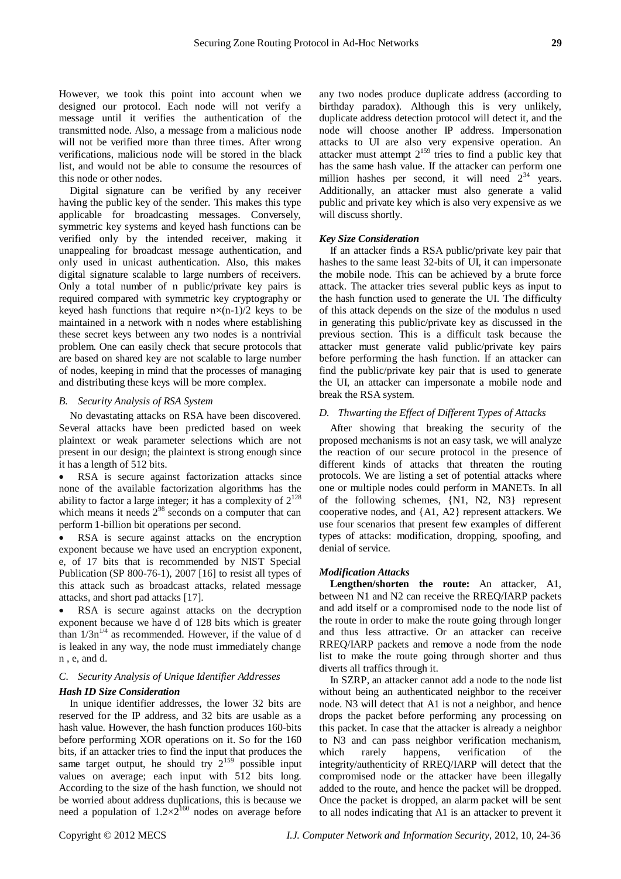However, we took this point into account when we designed our protocol. Each node will not verify a message until it verifies the authentication of the transmitted node. Also, a message from a malicious node will not be verified more than three times. After wrong verifications, malicious node will be stored in the black list, and would not be able to consume the resources of this node or other nodes.

Digital signature can be verified by any receiver having the public key of the sender. This makes this type applicable for broadcasting messages. Conversely, symmetric key systems and keyed hash functions can be verified only by the intended receiver, making it unappealing for broadcast message authentication, and only used in unicast authentication. Also, this makes digital signature scalable to large numbers of receivers. Only a total number of n public/private key pairs is required compared with symmetric key cryptography or keyed hash functions that require $n\times(n-1)/2$ keys to be maintained in a network with n nodes where establishing these secret keys between any two nodes is a nontrivial problem. One can easily check that secure protocols that are based on shared key are not scalable to large number of nodes, keeping in mind that the processes of managing and distributing these keys will be more complex.

### *B. Security Analysis of RSA System*

No devastating attacks on RSA have been discovered. Several attacks have been predicted based on week plaintext or weak parameter selections which are not present in our design; the plaintext is strong enough since it has a length of 512 bits.

- RSA is secure against factorization attacks since none of the available factorization algorithms has the ability to factor a large integer; it has a complexity of $2^{128}$ which means it needs $2^{98}$ seconds on a computer that can perform 1-billion bit operations per second.
- RSA is secure against attacks on the encryption exponent because we have used an encryption exponent, e, of 17 bits that is recommended by NIST Special Publication (SP 800-76-1), 2007 [16] to resist all types of this attack such as broadcast attacks, related message attacks, and short pad attacks [17].
- RSA is secure against attacks on the decryption exponent because we have d of 128 bits which is greater than $1/3n^{1/4}$ as recommended. However, if the value of d is leaked in any way, the node must immediately change n , e, and d.

### *C. Security Analysis of Unique Identifier Addresses*

#### *Hash ID Size Consideration*

In unique identifier addresses, the lower 32 bits are reserved for the IP address, and 32 bits are usable as a hash value. However, the hash function produces 160-bits before performing XOR operations on it. So for the 160 bits, if an attacker tries to find the input that produces the same target output, he should try $2^{159}$ possible input values on average; each input with 512 bits long. According to the size of the hash function, we should not be worried about address duplications, this is because we need a population of $1.2\times2^{160}$ nodes on average before any two nodes produce duplicate address (according to birthday paradox). Although this is very unlikely, duplicate address detection protocol will detect it, and the node will choose another IP address. Impersonation attacks to UI are also very expensive operation. An attacker must attempt $2^{159}$ tries to find a public key that has the same hash value. If the attacker can perform one million hashes per second, it will need $2^{34}$ years. Additionally, an attacker must also generate a valid public and private key which is also very expensive as we will discuss shortly.

#### *Key Size Consideration*

If an attacker finds a RSA public/private key pair that hashes to the same least 32-bits of UI, it can impersonate the mobile node. This can be achieved by a brute force attack. The attacker tries several public keys as input to the hash function used to generate the UI. The difficulty of this attack depends on the size of the modulus n used in generating this public/private key as discussed in the previous section. This is a difficult task because the attacker must generate valid public/private key pairs before performing the hash function. If an attacker can find the public/private key pair that is used to generate the UI, an attacker can impersonate a mobile node and break the RSA system.

### *D. Thwarting the Effect of Different Types of Attacks*

After showing that breaking the security of the proposed mechanisms is not an easy task, we will analyze the reaction of our secure protocol in the presence of different kinds of attacks that threaten the routing protocols. We are listing a set of potential attacks where one or multiple nodes could perform in MANETs. In all of the following schemes, {N1, N2, N3} represent cooperative nodes, and {A1, A2} represent attackers. We use four scenarios that present few examples of different types of attacks: modification, dropping, spoofing, and denial of service.

#### *Modification Attacks*

**Lengthen/shorten the route:** An attacker, A1, between N1 and N2 can receive the RREQ/IARP packets and add itself or a compromised node to the node list of the route in order to make the route going through longer and thus less attractive. Or an attacker can receive RREQ/IARP packets and remove a node from the node list to make the route going through shorter and thus diverts all traffics through it.

In SZRP, an attacker cannot add a node to the node list without being an authenticated neighbor to the receiver node. N3 will detect that A1 is not a neighbor, and hence drops the packet before performing any processing on this packet. In case that the attacker is already a neighbor to N3 and can pass neighbor verification mechanism, which rarely happens, verification of the integrity/authenticity of RREQ/IARP will detect that the compromised node or the attacker have been illegally added to the route, and hence the packet will be dropped. Once the packet is dropped, an alarm packet will be sent to all nodes indicating that A1 is an attacker to prevent it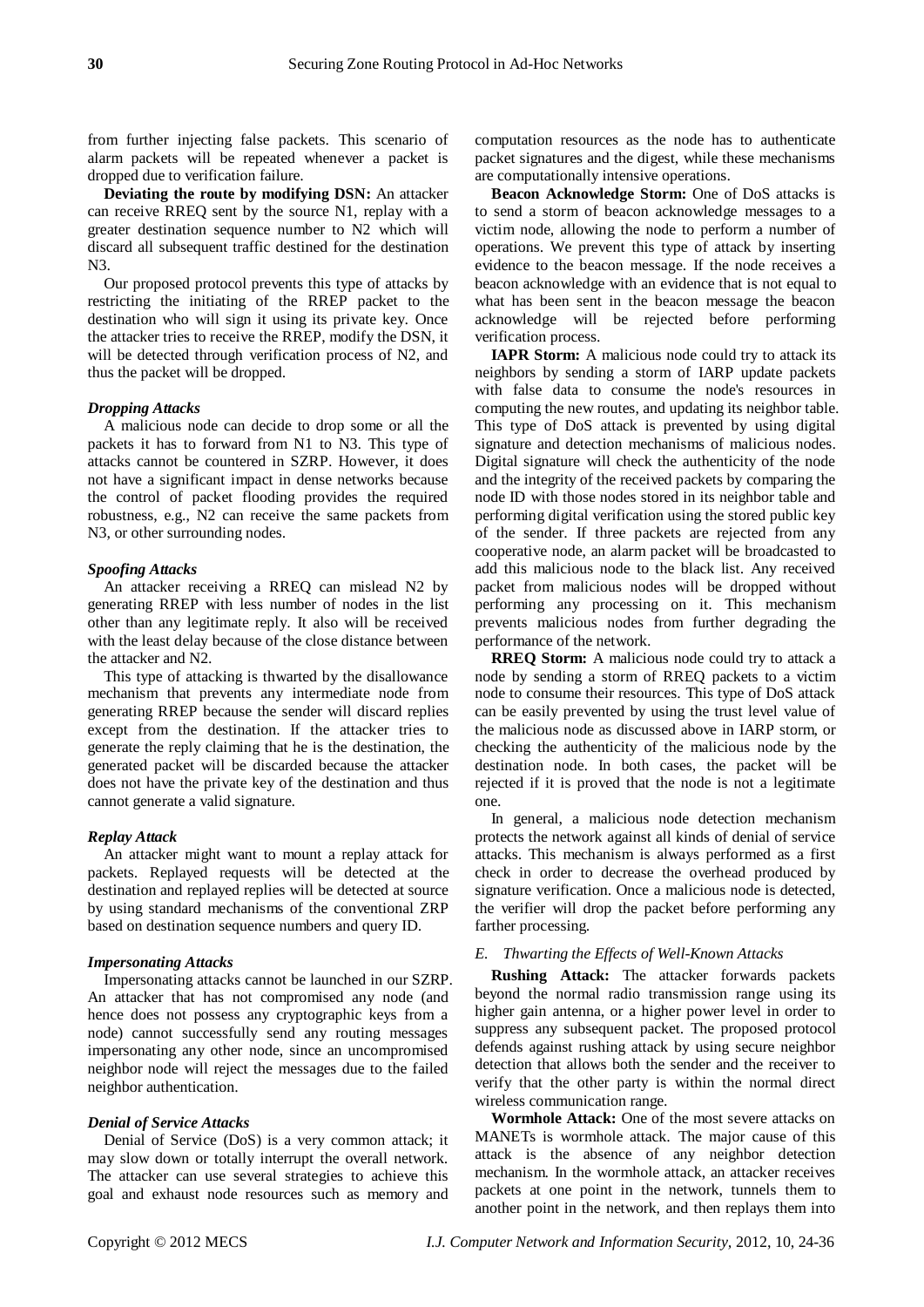from further injecting false packets. This scenario of alarm packets will be repeated whenever a packet is dropped due to verification failure.

**Deviating the route by modifying DSN:** An attacker can receive RREQ sent by the source N1, replay with a greater destination sequence number to N2 which will discard all subsequent traffic destined for the destination N3.

Our proposed protocol prevents this type of attacks by restricting the initiating of the RREP packet to the destination who will sign it using its private key. Once the attacker tries to receive the RREP, modify the DSN, it will be detected through verification process of N2, and thus the packet will be dropped.

***Dropping Attacks***

A malicious node can decide to drop some or all the packets it has to forward from N1 to N3. This type of attacks cannot be countered in SZRP. However, it does not have a significant impact in dense networks because the control of packet flooding provides the required robustness, e.g., N2 can receive the same packets from N3, or other surrounding nodes.

***Spoofing Attacks***

An attacker receiving a RREQ can mislead N2 by generating RREP with less number of nodes in the list other than any legitimate reply. It also will be received with the least delay because of the close distance between the attacker and N2.

This type of attacking is thwarted by the disallowance mechanism that prevents any intermediate node from generating RREP because the sender will discard replies except from the destination. If the attacker tries to generate the reply claiming that he is the destination, the generated packet will be discarded because the attacker does not have the private key of the destination and thus cannot generate a valid signature.

***Replay Attack***

An attacker might want to mount a replay attack for packets. Replayed requests will be detected at the destination and replayed replies will be detected at source by using standard mechanisms of the conventional ZRP based on destination sequence numbers and query ID.

***Impersonating Attacks***

Impersonating attacks cannot be launched in our SZRP. An attacker that has not compromised any node (and hence does not possess any cryptographic keys from a node) cannot successfully send any routing messages impersonating any other node, since an uncompromised neighbor node will reject the messages due to the failed neighbor authentication.

***Denial of Service Attacks***

Denial of Service (DoS) is a very common attack; it may slow down or totally interrupt the overall network. The attacker can use several strategies to achieve this goal and exhaust node resources such as memory and computation resources as the node has to authenticate packet signatures and the digest, while these mechanisms are computationally intensive operations.

**Beacon Acknowledge Storm:** One of DoS attacks is to send a storm of beacon acknowledge messages to a victim node, allowing the node to perform a number of operations. We prevent this type of attack by inserting evidence to the beacon message. If the node receives a beacon acknowledge with an evidence that is not equal to what has been sent in the beacon message the beacon acknowledge will be rejected before performing verification process.

**IAPR Storm:** A malicious node could try to attack its neighbors by sending a storm of IARP update packets with false data to consume the node's resources in computing the new routes, and updating its neighbor table. This type of DoS attack is prevented by using digital signature and detection mechanisms of malicious nodes. Digital signature will check the authenticity of the node and the integrity of the received packets by comparing the node ID with those nodes stored in its neighbor table and performing digital verification using the stored public key of the sender. If three packets are rejected from any cooperative node, an alarm packet will be broadcasted to add this malicious node to the black list. Any received packet from malicious nodes will be dropped without performing any processing on it. This mechanism prevents malicious nodes from further degrading the performance of the network.

**RREQ Storm:** A malicious node could try to attack a node by sending a storm of RREQ packets to a victim node to consume their resources. This type of DoS attack can be easily prevented by using the trust level value of the malicious node as discussed above in IARP storm, or checking the authenticity of the malicious node by the destination node. In both cases, the packet will be rejected if it is proved that the node is not a legitimate one.

In general, a malicious node detection mechanism protects the network against all kinds of denial of service attacks. This mechanism is always performed as a first check in order to decrease the overhead produced by signature verification. Once a malicious node is detected, the verifier will drop the packet before performing any farther processing.

### *E. Thwarting the Effects of Well-Known Attacks*

**Rushing Attack:** The attacker forwards packets beyond the normal radio transmission range using its higher gain antenna, or a higher power level in order to suppress any subsequent packet. The proposed protocol defends against rushing attack by using secure neighbor detection that allows both the sender and the receiver to verify that the other party is within the normal direct wireless communication range.

**Wormhole Attack:** One of the most severe attacks on MANETs is wormhole attack. The major cause of this attack is the absence of any neighbor detection mechanism. In the wormhole attack, an attacker receives packets at one point in the network, tunnels them to another point in the network, and then replays them into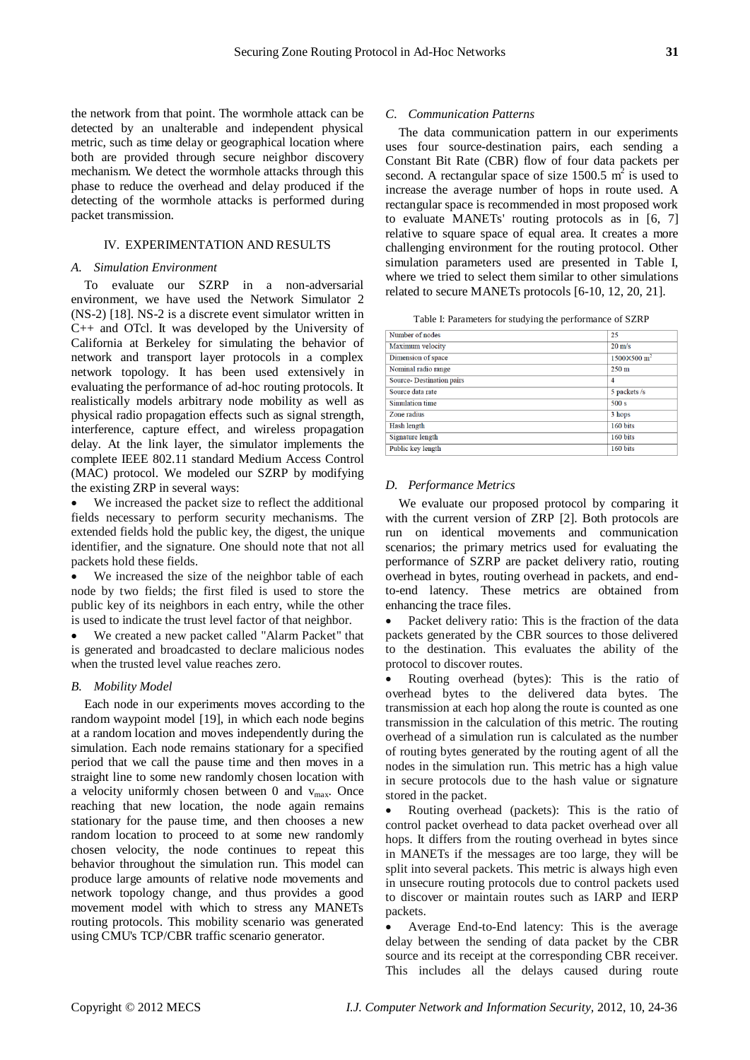the network from that point. The wormhole attack can be detected by an unalterable and independent physical metric, such as time delay or geographical location where both are provided through secure neighbor discovery mechanism. We detect the wormhole attacks through this phase to reduce the overhead and delay produced if the detecting of the wormhole attacks is performed during packet transmission.

## IV. EXPERIMENTATION AND RESULTS

### A. Simulation Environment

To evaluate our SZRP in a non-adversarial environment, we have used the Network Simulator 2 (NS-2) [18]. NS-2 is a discrete event simulator written in C++ and OTcl. It was developed by the University of California at Berkeley for simulating the behavior of network and transport layer protocols in a complex network topology. It has been used extensively in evaluating the performance of ad-hoc routing protocols. It realistically models arbitrary node mobility as well as physical radio propagation effects such as signal strength, interference, capture effect, and wireless propagation delay. At the link layer, the simulator implements the complete IEEE 802.11 standard Medium Access Control (MAC) protocol. We modeled our SZRP by modifying the existing ZRP in several ways:

- We increased the packet size to reflect the additional fields necessary to perform security mechanisms. The extended fields hold the public key, the digest, the unique identifier, and the signature. One should note that not all packets hold these fields.
- We increased the size of the neighbor table of each node by two fields; the first filed is used to store the public key of its neighbors in each entry, while the other is used to indicate the trust level factor of that neighbor.
- We created a new packet called "Alarm Packet" that is generated and broadcasted to declare malicious nodes when the trusted level value reaches zero.

### B. Mobility Model

Each node in our experiments moves according to the random waypoint model [19], in which each node begins at a random location and moves independently during the simulation. Each node remains stationary for a specified period that we call the pause time and then moves in a straight line to some new randomly chosen location with a velocity uniformly chosen between 0 and $v_{max}$. Once reaching that new location, the node again remains stationary for the pause time, and then chooses a new random location to proceed to at some new randomly chosen velocity, the node continues to repeat this behavior throughout the simulation run. This model can produce large amounts of relative node movements and network topology change, and thus provides a good movement model with which to stress any MANETs routing protocols. This mobility scenario was generated using CMU's TCP/CBR traffic scenario generator.

### C. Communication Patterns

The data communication pattern in our experiments uses four source-destination pairs, each sending a Constant Bit Rate (CBR) flow of four data packets per second. A rectangular space of size 1500.5 $m^2$ is used to increase the average number of hops in route used. A rectangular space is recommended in most proposed work to evaluate MANETs' routing protocols as in [6, 7] relative to square space of equal area. It creates a more challenging environment for the routing protocol. Other simulation parameters used are presented in Table I, where we tried to select them similar to other simulations related to secure MANETs protocols [6-10, 12, 20, 21].

Table I: Parameters for studying the performance of SZRP

| Parameter | Value |
|---|---|
| Number of nodes | 25 |
| Maximum velocity | 20 m/s |
| Dimension of space | 1500×500 $m^2$ |
| Nominal radio range | 250 m |
| Source- Destination pairs | 4 |
| Source data rate | 5 packets /s |
| Simulation time | 500 s |
| Zone radius | 3 hops |
| Hash length | 160 bits |
| Signature length | 160 bits |
| Public key length | 160 bits |

### D. Performance Metrics

We evaluate our proposed protocol by comparing it with the current version of ZRP [2]. Both protocols are run on identical movements and communication scenarios; the primary metrics used for evaluating the performance of SZRP are packet delivery ratio, routing overhead in bytes, routing overhead in packets, and end-to-end latency. These metrics are obtained from enhancing the trace files.

- Packet delivery ratio: This is the fraction of the data packets generated by the CBR sources to those delivered to the destination. This evaluates the ability of the protocol to discover routes.
- Routing overhead (bytes): This is the ratio of overhead bytes to the delivered data bytes. The transmission at each hop along the route is counted as one transmission in the calculation of this metric. The routing overhead of a simulation run is calculated as the number of routing bytes generated by the routing agent of all the nodes in the simulation run. This metric has a high value in secure protocols due to the hash value or signature stored in the packet.
- Routing overhead (packets): This is the ratio of control packet overhead to data packet overhead over all hops. It differs from the routing overhead in bytes since in MANETs if the messages are too large, they will be split into several packets. This metric is always high even in unsecure routing protocols due to control packets used to discover or maintain routes such as IARP and IERP packets.
- Average End-to-End latency: This is the average delay between the sending of data packet by the CBR source and its receipt at the corresponding CBR receiver. This includes all the delays caused during route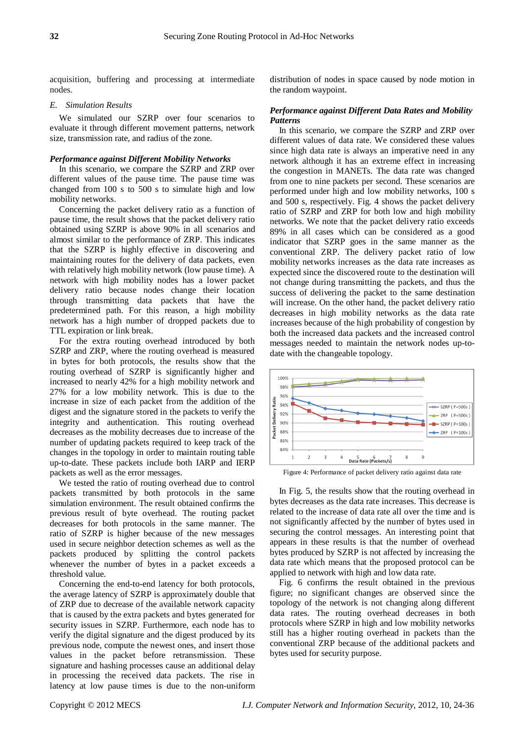acquisition, buffering and processing at intermediate nodes.

### *E. Simulation Results*

We simulated our SZRP over four scenarios to evaluate it through different movement patterns, network size, transmission rate, and radius of the zone.

#### ***Performance against Different Mobility Networks***

In this scenario, we compare the SZRP and ZRP over different values of the pause time. The pause time was changed from 100 s to 500 s to simulate high and low mobility networks.

Concerning the packet delivery ratio as a function of pause time, the result shows that the packet delivery ratio obtained using SZRP is above 90% in all scenarios and almost similar to the performance of ZRP. This indicates that the SZRP is highly effective in discovering and maintaining routes for the delivery of data packets, even with relatively high mobility network (low pause time). A network with high mobility nodes has a lower packet delivery ratio because nodes change their location through transmitting data packets that have the predetermined path. For this reason, a high mobility network has a high number of dropped packets due to TTL expiration or link break.

For the extra routing overhead introduced by both SZRP and ZRP, where the routing overhead is measured in bytes for both protocols, the results show that the routing overhead of SZRP is significantly higher and increased to nearly 42% for a high mobility network and 27% for a low mobility network. This is due to the increase in size of each packet from the addition of the digest and the signature stored in the packets to verify the integrity and authentication. This routing overhead decreases as the mobility decreases due to increase of the number of updating packets required to keep track of the changes in the topology in order to maintain routing table up-to-date. These packets include both IARP and IERP packets as well as the error messages.

We tested the ratio of routing overhead due to control packets transmitted by both protocols in the same simulation environment. The result obtained confirms the previous result of byte overhead. The routing packet decreases for both protocols in the same manner. The ratio of SZRP is higher because of the new messages used in secure neighbor detection schemes as well as the packets produced by splitting the control packets whenever the number of bytes in a packet exceeds a threshold value.

Concerning the end-to-end latency for both protocols, the average latency of SZRP is approximately double that of ZRP due to decrease of the available network capacity that is caused by the extra packets and bytes generated for security issues in SZRP. Furthermore, each node has to verify the digital signature and the digest produced by its previous node, compute the newest ones, and insert those values in the packet before retransmission. These signature and hashing processes cause an additional delay in processing the received data packets. The rise in latency at low pause times is due to the non-uniform distribution of nodes in space caused by node motion in the random waypoint.

#### ***Performance against Different Data Rates and Mobility Patterns***

In this scenario, we compare the SZRP and ZRP over different values of data rate. We considered these values since high data rate is always an imperative need in any network although it has an extreme effect in increasing the congestion in MANETs. The data rate was changed from one to nine packets per second. These scenarios are performed under high and low mobility networks, 100 s and 500 s, respectively. Fig. 4 shows the packet delivery ratio of SZRP and ZRP for both low and high mobility networks. We note that the packet delivery ratio exceeds 89% in all cases which can be considered as a good indicator that SZRP goes in the same manner as the conventional ZRP. The delivery packet ratio of low mobility networks increases as the data rate increases as expected since the discovered route to the destination will not change during transmitting the packets, and thus the success of delivering the packet to the same destination will increase. On the other hand, the packet delivery ratio decreases in high mobility networks as the data rate increases because of the high probability of congestion by both the increased data packets and the increased control messages needed to maintain the network nodes up-to-date with the changeable topology.

Figure 4: Performance of packet delivery ratio against data rate

In Fig. 5, the results show that the routing overhead in bytes decreases as the data rate increases. This decrease is related to the increase of data rate all over the time and is not significantly affected by the number of bytes used in securing the control messages. An interesting point that appears in these results is that the number of overhead bytes produced by SZRP is not affected by increasing the data rate which means that the proposed protocol can be applied to network with high and low data rate.

Fig. 6 confirms the result obtained in the previous figure; no significant changes are observed since the topology of the network is not changing along different data rates. The routing overhead decreases in both protocols where SZRP in high and low mobility networks still has a higher routing overhead in packets than the conventional ZRP because of the additional packets and bytes used for security purpose.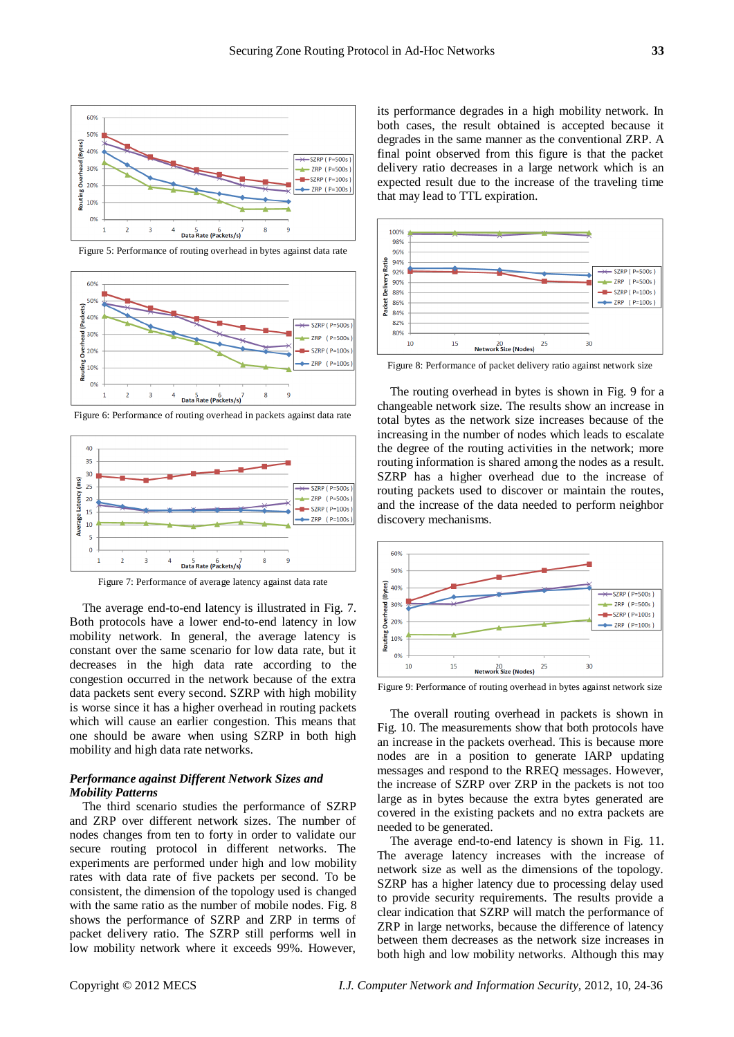Figure 5: Performance of routing overhead in bytes against data rate

Figure 6: Performance of routing overhead in packets against data rate

Figure 7: Performance of average latency against data rate

The average end-to-end latency is illustrated in Fig. 7. Both protocols have a lower end-to-end latency in low mobility network. In general, the average latency is constant over the same scenario for low data rate, but it decreases in the high data rate according to the congestion occurred in the network because of the extra data packets sent every second. SZRP with high mobility is worse since it has a higher overhead in routing packets which will cause an earlier congestion. This means that one should be aware when using SZRP in both high mobility and high data rate networks.

***Performance against Different Network Sizes and Mobility Patterns***

The third scenario studies the performance of SZRP and ZRP over different network sizes. The number of nodes changes from ten to forty in order to validate our secure routing protocol in different networks. The experiments are performed under high and low mobility rates with data rate of five packets per second. To be consistent, the dimension of the topology used is changed with the same ratio as the number of mobile nodes. Fig. 8 shows the performance of SZRP and ZRP in terms of packet delivery ratio. The SZRP still performs well in low mobility network where it exceeds 99%. However, its performance degrades in a high mobility network. In both cases, the result obtained is accepted because it degrades in the same manner as the conventional ZRP. A final point observed from this figure is that the packet delivery ratio decreases in a large network which is an expected result due to the increase of the traveling time that may lead to TTL expiration.

Figure 8: Performance of packet delivery ratio against network size

The routing overhead in bytes is shown in Fig. 9 for a changeable network size. The results show an increase in total bytes as the network size increases because of the increasing in the number of nodes which leads to escalate the degree of the routing activities in the network; more routing information is shared among the nodes as a result. SZRP has a higher overhead due to the increase of routing packets used to discover or maintain the routes, and the increase of the data needed to perform neighbor discovery mechanisms.

Figure 9: Performance of routing overhead in bytes against network size

The overall routing overhead in packets is shown in Fig. 10. The measurements show that both protocols have an increase in the packets overhead. This is because more nodes are in a position to generate IARP updating messages and respond to the RREQ messages. However, the increase of SZRP over ZRP in the packets is not too large as in bytes because the extra bytes generated are covered in the existing packets and no extra packets are needed to be generated.

The average end-to-end latency is shown in Fig. 11. The average latency increases with the increase of network size as well as the dimensions of the topology. SZRP has a higher latency due to processing delay used to provide security requirements. The results provide a clear indication that SZRP will match the performance of ZRP in large networks, because the difference of latency between them decreases as the network size increases in both high and low mobility networks. Although this may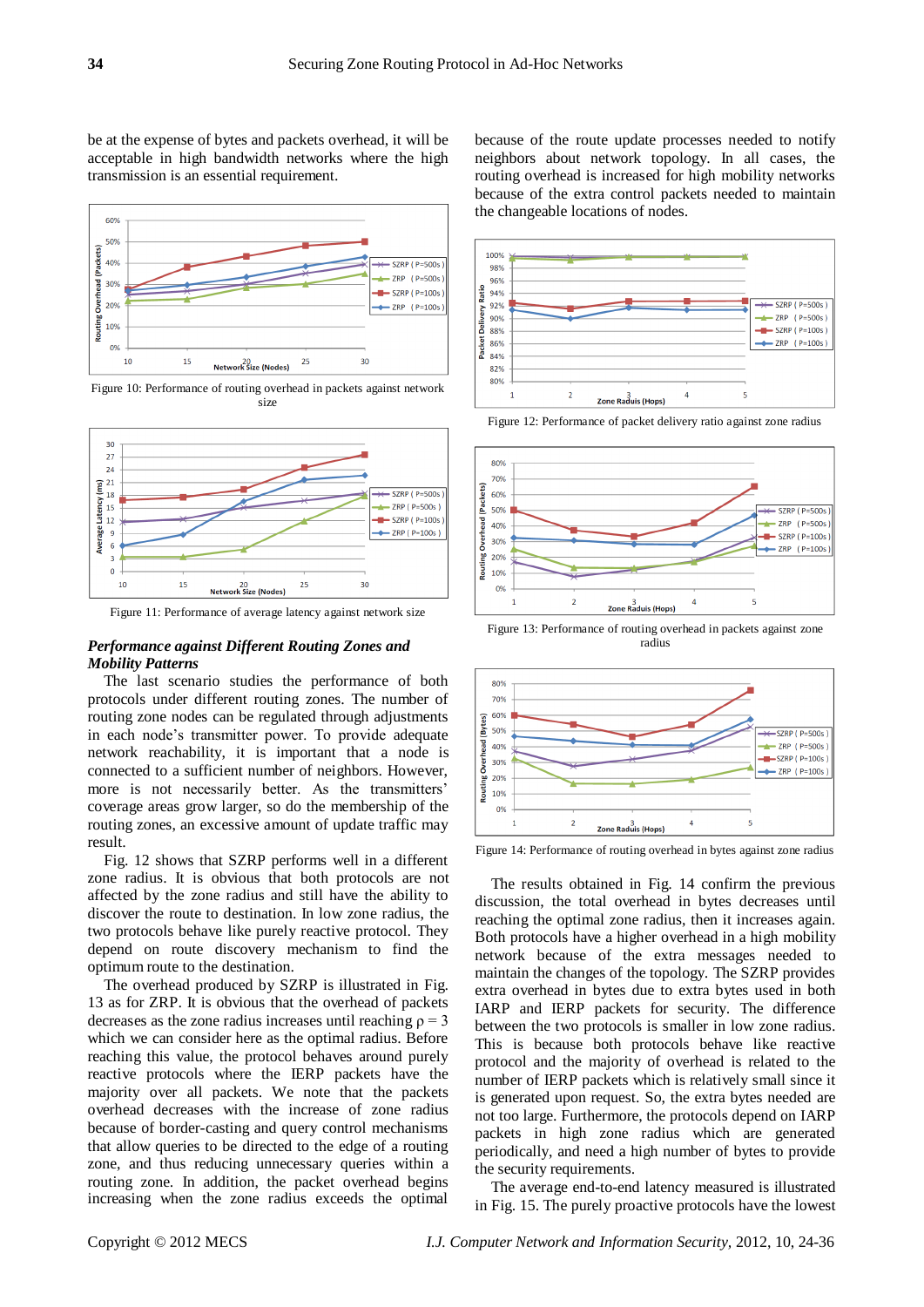be at the expense of bytes and packets overhead, it will be acceptable in high bandwidth networks where the high transmission is an essential requirement.

Figure 10: Performance of routing overhead in packets against network size

Figure 11: Performance of average latency against network size

***Performance against Different Routing Zones and Mobility Patterns***

The last scenario studies the performance of both protocols under different routing zones. The number of routing zone nodes can be regulated through adjustments in each node's transmitter power. To provide adequate network reachability, it is important that a node is connected to a sufficient number of neighbors. However, more is not necessarily better. As the transmitters' coverage areas grow larger, so do the membership of the routing zones, an excessive amount of update traffic may result.

Fig. 12 shows that SZRP performs well in a different zone radius. It is obvious that both protocols are not affected by the zone radius and still have the ability to discover the route to destination. In low zone radius, the two protocols behave like purely reactive protocol. They depend on route discovery mechanism to find the optimum route to the destination.

The overhead produced by SZRP is illustrated in Fig. 13 as for ZRP. It is obvious that the overhead of packets decreases as the zone radius increases until reaching $\rho = 3$ which we can consider here as the optimal radius. Before reaching this value, the protocol behaves around purely reactive protocols where the IERP packets have the majority over all packets. We note that the packets overhead decreases with the increase of zone radius because of border-casting and query control mechanisms that allow queries to be directed to the edge of a routing zone, and thus reducing unnecessary queries within a routing zone. In addition, the packet overhead begins increasing when the zone radius exceeds the optimal because of the route update processes needed to notify neighbors about network topology. In all cases, the routing overhead is increased for high mobility networks because of the extra control packets needed to maintain the changeable locations of nodes.

Figure 12: Performance of packet delivery ratio against zone radius

Figure 13: Performance of routing overhead in packets against zone radius

Figure 14: Performance of routing overhead in bytes against zone radius

The results obtained in Fig. 14 confirm the previous discussion, the total overhead in bytes decreases until reaching the optimal zone radius, then it increases again. Both protocols have a higher overhead in a high mobility network because of the extra messages needed to maintain the changes of the topology. The SZRP provides extra overhead in bytes due to extra bytes used in both IARP and IERP packets for security. The difference between the two protocols is smaller in low zone radius. This is because both protocols behave like reactive protocol and the majority of overhead is related to the number of IERP packets which is relatively small since it is generated upon request. So, the extra bytes needed are not too large. Furthermore, the protocols depend on IARP packets in high zone radius which are generated periodically, and need a high number of bytes to provide the security requirements.

The average end-to-end latency measured is illustrated in Fig. 15. The purely proactive protocols have the lowest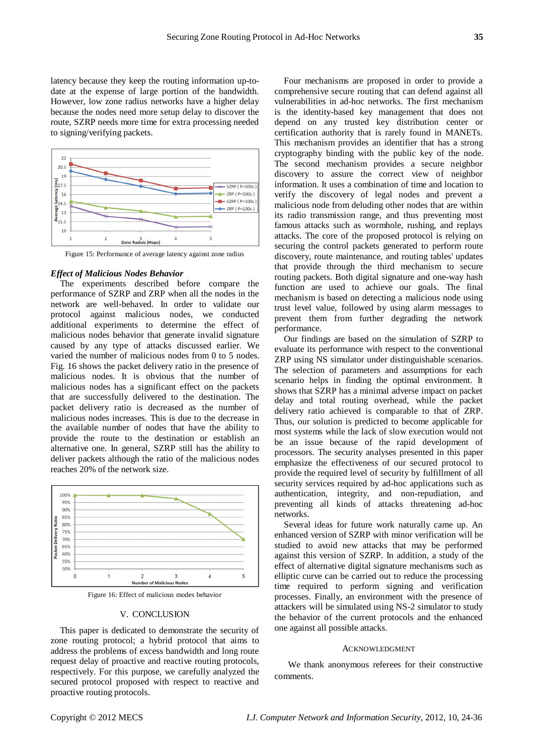latency because they keep the routing information up-to-date at the expense of large portion of the bandwidth. However, low zone radius networks have a higher delay because the nodes need more setup delay to discover the route, SZRP needs more time for extra processing needed to signing/verifying packets.

Figure 15: Performance of average latency against zone radius

### *Effect of Malicious Nodes Behavior*

The experiments described before compare the performance of SZRP and ZRP when all the nodes in the network are well-behaved. In order to validate our protocol against malicious nodes, we conducted additional experiments to determine the effect of malicious nodes behavior that generate invalid signature caused by any type of attacks discussed earlier. We varied the number of malicious nodes from 0 to 5 nodes. Fig. 16 shows the packet delivery ratio in the presence of malicious nodes. It is obvious that the number of malicious nodes has a significant effect on the packets that are successfully delivered to the destination. The packet delivery ratio is decreased as the number of malicious nodes increases. This is due to the decrease in the available number of nodes that have the ability to provide the route to the destination or establish an alternative one. In general, SZRP still has the ability to deliver packets although the ratio of the malicious nodes reaches 20% of the network size.

Figure 16: Effect of malicious modes behavior

## V. CONCLUSION

This paper is dedicated to demonstrate the security of zone routing protocol; a hybrid protocol that aims to address the problems of excess bandwidth and long route request delay of proactive and reactive routing protocols, respectively. For this purpose, we carefully analyzed the secured protocol proposed with respect to reactive and proactive routing protocols.

Four mechanisms are proposed in order to provide a comprehensive secure routing that can defend against all vulnerabilities in ad-hoc networks. The first mechanism is the identity-based key management that does not depend on any trusted key distribution center or certification authority that is rarely found in MANETs. This mechanism provides an identifier that has a strong cryptography binding with the public key of the node. The second mechanism provides a secure neighbor discovery to assure the correct view of neighbor information. It uses a combination of time and location to verify the discovery of legal nodes and prevent a malicious node from deluding other nodes that are within its radio transmission range, and thus preventing most famous attacks such as wormhole, rushing, and replays attacks. The core of the proposed protocol is relying on securing the control packets generated to perform route discovery, route maintenance, and routing tables' updates that provide through the third mechanism to secure routing packets. Both digital signature and one-way hash function are used to achieve our goals. The final mechanism is based on detecting a malicious node using trust level value, followed by using alarm messages to prevent them from further degrading the network performance.

Our findings are based on the simulation of SZRP to evaluate its performance with respect to the conventional ZRP using NS simulator under distinguishable scenarios. The selection of parameters and assumptions for each scenario helps in finding the optimal environment. It shows that SZRP has a minimal adverse impact on packet delay and total routing overhead, while the packet delivery ratio achieved is comparable to that of ZRP. Thus, our solution is predicted to become applicable for most systems while the lack of slow execution would not be an issue because of the rapid development of processors. The security analyses presented in this paper emphasize the effectiveness of our secured protocol to provide the required level of security by fulfillment of all security services required by ad-hoc applications such as authentication, integrity, and non-repudiation, and preventing all kinds of attacks threatening ad-hoc networks.

Several ideas for future work naturally came up. An enhanced version of SZRP with minor verification will be studied to avoid new attacks that may be performed against this version of SZRP. In addition, a study of the effect of alternative digital signature mechanisms such as elliptic curve can be carried out to reduce the processing time required to perform signing and verification processes. Finally, an environment with the presence of attackers will be simulated using NS-2 simulator to study the behavior of the current protocols and the enhanced one against all possible attacks.

## ACKNOWLEDGMENT

We thank anonymous referees for their constructive comments.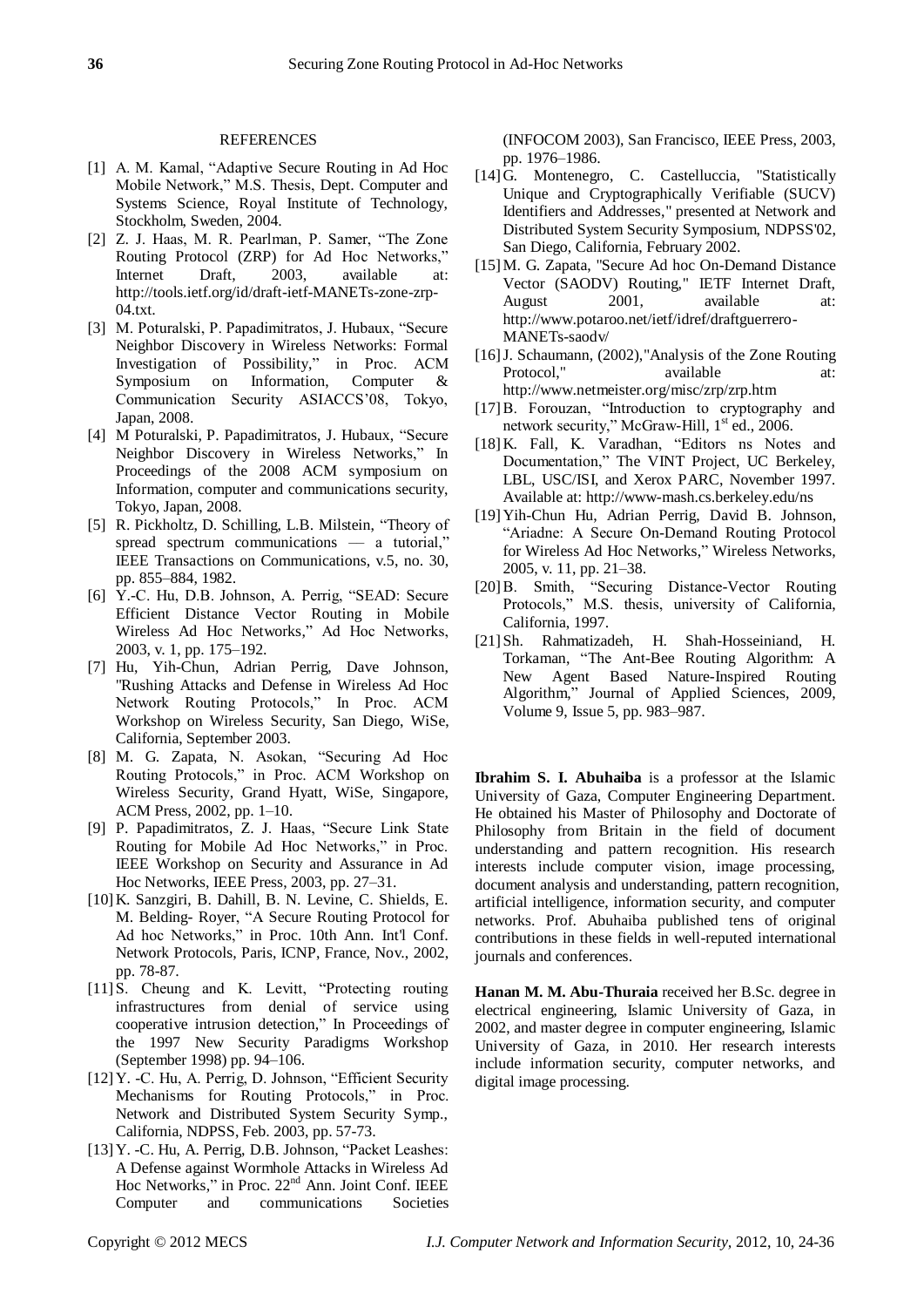## REFERENCES

[1] A. M. Kamal, "Adaptive Secure Routing in Ad Hoc Mobile Network," M.S. Thesis, Dept. Computer and Systems Science, Royal Institute of Technology, Stockholm, Sweden, 2004.

[2] Z. J. Haas, M. R. Pearlman, P. Samer, "The Zone Routing Protocol (ZRP) for Ad Hoc Networks," Internet Draft, 2003, available at: http://tools.ietf.org/id/draft-ietf-MANETs-zone-zrp-04.txt.

[3] M. Poturalski, P. Papadimitratos, J. Hubaux, "Secure Neighbor Discovery in Wireless Networks: Formal Investigation of Possibility," in Proc. ACM Symposium on Information, Computer & Communication Security ASIACCS'08, Tokyo, Japan, 2008.

[4] M Poturalski, P. Papadimitratos, J. Hubaux, "Secure Neighbor Discovery in Wireless Networks," In Proceedings of the 2008 ACM symposium on Information, computer and communications security, Tokyo, Japan, 2008.

[5] R. Pickholtz, D. Schilling, L.B. Milstein, "Theory of spread spectrum communications — a tutorial," IEEE Transactions on Communications, v.5, no. 30, pp. 855–884, 1982.

[6] Y.-C. Hu, D.B. Johnson, A. Perrig, "SEAD: Secure Efficient Distance Vector Routing in Mobile Wireless Ad Hoc Networks," Ad Hoc Networks, 2003, v. 1, pp. 175–192.

[7] Hu, Yih-Chun, Adrian Perrig, Dave Johnson, "Rushing Attacks and Defense in Wireless Ad Hoc Network Routing Protocols," In Proc. ACM Workshop on Wireless Security, San Diego, WiSe, California, September 2003.

[8] M. G. Zapata, N. Asokan, "Securing Ad Hoc Routing Protocols," in Proc. ACM Workshop on Wireless Security, Grand Hyatt, WiSe, Singapore, ACM Press, 2002, pp. 1–10.

[9] P. Papadimitratos, Z. J. Haas, "Secure Link State Routing for Mobile Ad Hoc Networks," in Proc. IEEE Workshop on Security and Assurance in Ad Hoc Networks, IEEE Press, 2003, pp. 27–31.

[10] K. Sanzgiri, B. Dahill, B. N. Levine, C. Shields, E. M. Belding- Royer, "A Secure Routing Protocol for Ad hoc Networks," in Proc. 10th Ann. Int'l Conf. Network Protocols, Paris, ICNP, France, Nov., 2002, pp. 78-87.

[11] S. Cheung and K. Levitt, "Protecting routing infrastructures from denial of service using cooperative intrusion detection," In Proceedings of the 1997 New Security Paradigms Workshop (September 1998) pp. 94–106.

[12] Y. -C. Hu, A. Perrig, D. Johnson, "Efficient Security Mechanisms for Routing Protocols," in Proc. Network and Distributed System Security Symp., California, NDPSS, Feb. 2003, pp. 57-73.

[13] Y. -C. Hu, A. Perrig, D.B. Johnson, "Packet Leashes: A Defense against Wormhole Attacks in Wireless Ad Hoc Networks," in Proc. 22nd Ann. Joint Conf. IEEE Computer and communications Societies (INFOCOM 2003), San Francisco, IEEE Press, 2003, pp. 1976–1986.

[14] G. Montenegro, C. Castelluccia, "Statistically Unique and Cryptographically Verifiable (SUCV) Identifiers and Addresses," presented at Network and Distributed System Security Symposium, NDPSS'02, San Diego, California, February 2002.

[15] M. G. Zapata, "Secure Ad hoc On-Demand Distance Vector (SAODV) Routing," IETF Internet Draft, August 2001, available at: http://www.potaroo.net/ietf/idref/draftguerrero-MANETs-saodv/

[16] J. Schaumann, (2002),"Analysis of the Zone Routing Protocol," available at: http://www.netmeister.org/misc/zrp/zrp.htm

[17] B. Forouzan, "Introduction to cryptography and network security," McGraw-Hill, 1st ed., 2006.

[18] K. Fall, K. Varadhan, "Editors ns Notes and Documentation," The VINT Project, UC Berkeley, LBL, USC/ISI, and Xerox PARC, November 1997. Available at: http://www-mash.cs.berkeley.edu/ns

[19] Yih-Chun Hu, Adrian Perrig, David B. Johnson, "Ariadne: A Secure On-Demand Routing Protocol for Wireless Ad Hoc Networks," Wireless Networks, 2005, v. 11, pp. 21–38.

[20] B. Smith, "Securing Distance-Vector Routing Protocols," M.S. thesis, university of California, California, 1997.

[21] Sh. Rahmatizadeh, H. Shah-Hosseiniand, H. Torkaman, "The Ant-Bee Routing Algorithm: A New Agent Based Nature-Inspired Routing Algorithm," Journal of Applied Sciences, 2009, Volume 9, Issue 5, pp. 983–987.

**Ibrahim S. I. Abuhaiba** is a professor at the Islamic University of Gaza, Computer Engineering Department. He obtained his Master of Philosophy and Doctorate of Philosophy from Britain in the field of document understanding and pattern recognition. His research interests include computer vision, image processing, document analysis and understanding, pattern recognition, artificial intelligence, information security, and computer networks. Prof. Abuhaiba published tens of original contributions in these fields in well-reputed international journals and conferences.

**Hanan M. M. Abu-Thuraia** received her B.Sc. degree in electrical engineering, Islamic University of Gaza, in 2002, and master degree in computer engineering, Islamic University of Gaza, in 2010. Her research interests include information security, computer networks, and digital image processing.